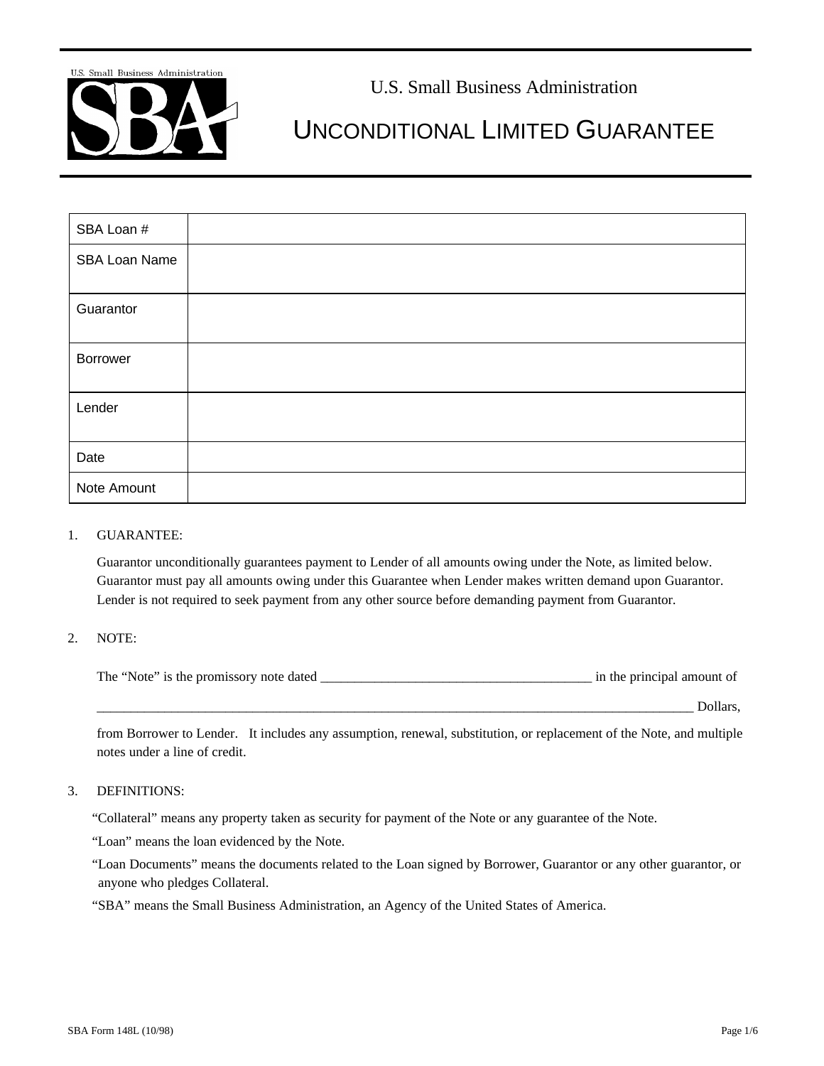U.S. Small Business Administration

# UNCONDITIONAL LIMITED GUARANTEE

| SBA Loan # | |
|---|---|
| SBA Loan Name | |
| Guarantor | |
| Borrower | |
| Lender | |
| Date | |
| Note Amount | |

1. GUARANTEE:

   Guarantor unconditionally guarantees payment to Lender of all amounts owing under the Note, as limited below. Guarantor must pay all amounts owing under this Guarantee when Lender makes written demand upon Guarantor. Lender is not required to seek payment from any other source before demanding payment from Guarantor.

2. NOTE:

   The "Note" is the promissory note dated _______________________________________ in the principal amount of

   ___________________________________________________________________________________________ Dollars,

   from Borrower to Lender. It includes any assumption, renewal, substitution, or replacement of the Note, and multiple notes under a line of credit.

3. DEFINITIONS:

   "Collateral" means any property taken as security for payment of the Note or any guarantee of the Note.

   "Loan" means the loan evidenced by the Note.

   "Loan Documents" means the documents related to the Loan signed by Borrower, Guarantor or any other guarantor, or anyone who pledges Collateral.

   "SBA" means the Small Business Administration, an Agency of the United States of America.

SBA Form 148L (10/98)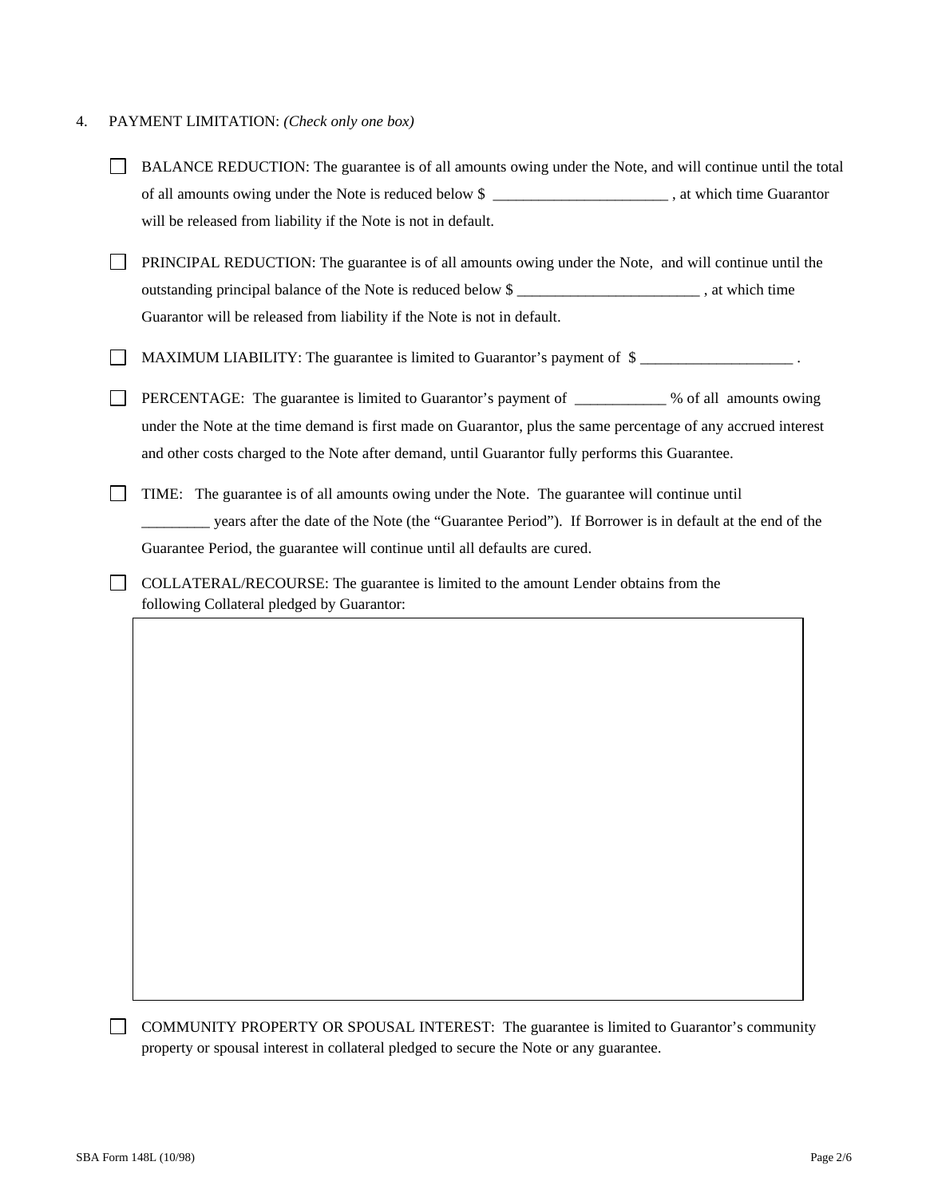4. PAYMENT LIMITATION: *(Check only one box)*

☐ BALANCE REDUCTION: The guarantee is of all amounts owing under the Note, and will continue until the total of all amounts owing under the Note is reduced below $ _______________________ , at which time Guarantor will be released from liability if the Note is not in default.

☐ PRINCIPAL REDUCTION: The guarantee is of all amounts owing under the Note, and will continue until the outstanding principal balance of the Note is reduced below $ ________________________ , at which time Guarantor will be released from liability if the Note is not in default.

☐ MAXIMUM LIABILITY: The guarantee is limited to Guarantor's payment of $ ____________________ .

☐ PERCENTAGE: The guarantee is limited to Guarantor's payment of ____________ % of all amounts owing under the Note at the time demand is first made on Guarantor, plus the same percentage of any accrued interest and other costs charged to the Note after demand, until Guarantor fully performs this Guarantee.

☐ TIME: The guarantee is of all amounts owing under the Note. The guarantee will continue until _________ years after the date of the Note (the "Guarantee Period"). If Borrower is in default at the end of the Guarantee Period, the guarantee will continue until all defaults are cured.

☐ COLLATERAL/RECOURSE: The guarantee is limited to the amount Lender obtains from the following Collateral pledged by Guarantor:

| |
|---|
| |

☐ COMMUNITY PROPERTY OR SPOUSAL INTEREST: The guarantee is limited to Guarantor's community property or spousal interest in collateral pledged to secure the Note or any guarantee.

SBA Form 148L (10/98)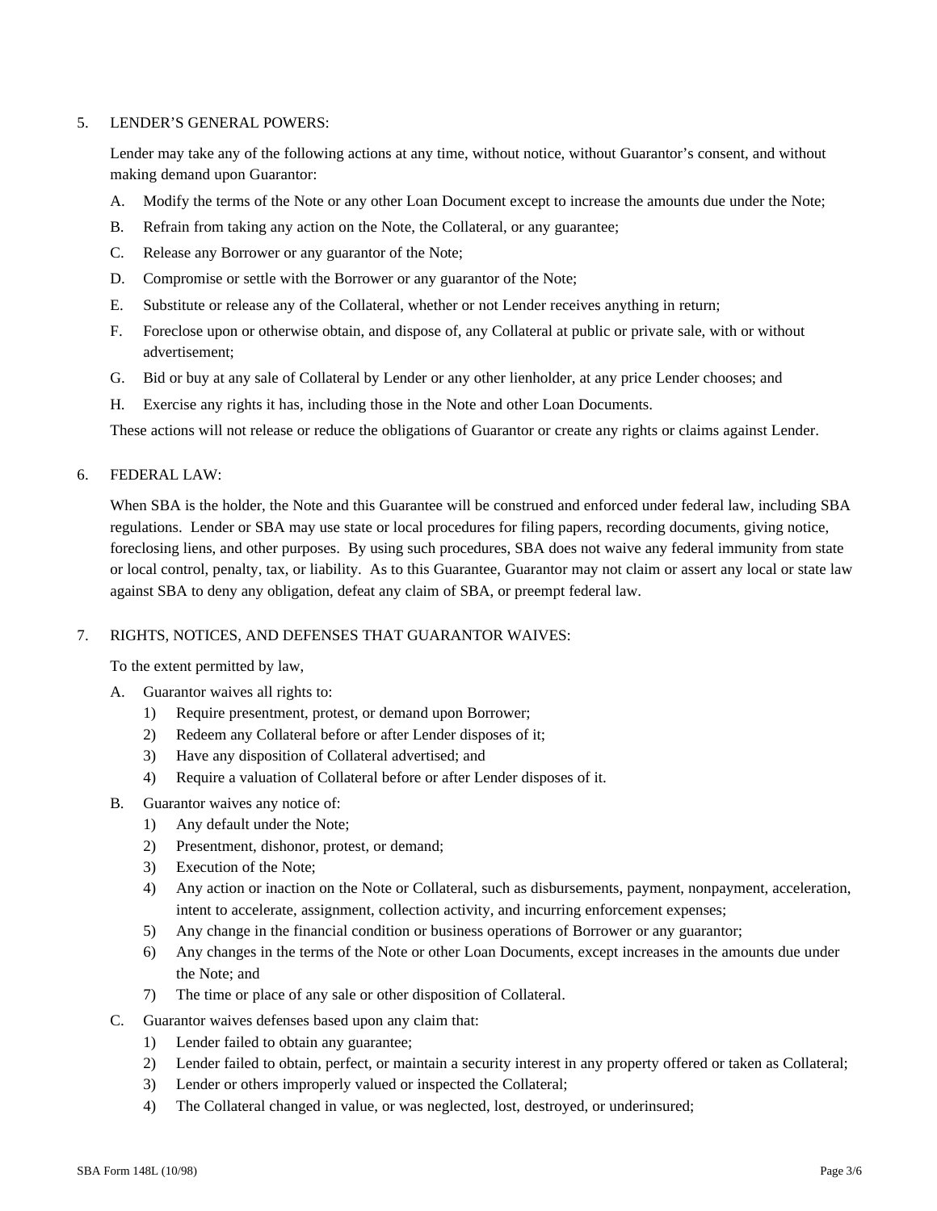5. LENDER'S GENERAL POWERS:

   Lender may take any of the following actions at any time, without notice, without Guarantor's consent, and without making demand upon Guarantor:

   A. Modify the terms of the Note or any other Loan Document except to increase the amounts due under the Note;
   B. Refrain from taking any action on the Note, the Collateral, or any guarantee;
   C. Release any Borrower or any guarantor of the Note;
   D. Compromise or settle with the Borrower or any guarantor of the Note;
   E. Substitute or release any of the Collateral, whether or not Lender receives anything in return;
   F. Foreclose upon or otherwise obtain, and dispose of, any Collateral at public or private sale, with or without advertisement;
   G. Bid or buy at any sale of Collateral by Lender or any other lienholder, at any price Lender chooses; and
   H. Exercise any rights it has, including those in the Note and other Loan Documents.

   These actions will not release or reduce the obligations of Guarantor or create any rights or claims against Lender.

6. FEDERAL LAW:

   When SBA is the holder, the Note and this Guarantee will be construed and enforced under federal law, including SBA regulations. Lender or SBA may use state or local procedures for filing papers, recording documents, giving notice, foreclosing liens, and other purposes. By using such procedures, SBA does not waive any federal immunity from state or local control, penalty, tax, or liability. As to this Guarantee, Guarantor may not claim or assert any local or state law against SBA to deny any obligation, defeat any claim of SBA, or preempt federal law.

7. RIGHTS, NOTICES, AND DEFENSES THAT GUARANTOR WAIVES:

   To the extent permitted by law,

   A. Guarantor waives all rights to:
      1) Require presentment, protest, or demand upon Borrower;
      2) Redeem any Collateral before or after Lender disposes of it;
      3) Have any disposition of Collateral advertised; and
      4) Require a valuation of Collateral before or after Lender disposes of it.
   B. Guarantor waives any notice of:
      1) Any default under the Note;
      2) Presentment, dishonor, protest, or demand;
      3) Execution of the Note;
      4) Any action or inaction on the Note or Collateral, such as disbursements, payment, nonpayment, acceleration, intent to accelerate, assignment, collection activity, and incurring enforcement expenses;
      5) Any change in the financial condition or business operations of Borrower or any guarantor;
      6) Any changes in the terms of the Note or other Loan Documents, except increases in the amounts due under the Note; and
      7) The time or place of any sale or other disposition of Collateral.
   C. Guarantor waives defenses based upon any claim that:
      1) Lender failed to obtain any guarantee;
      2) Lender failed to obtain, perfect, or maintain a security interest in any property offered or taken as Collateral;
      3) Lender or others improperly valued or inspected the Collateral;
      4) The Collateral changed in value, or was neglected, lost, destroyed, or underinsured;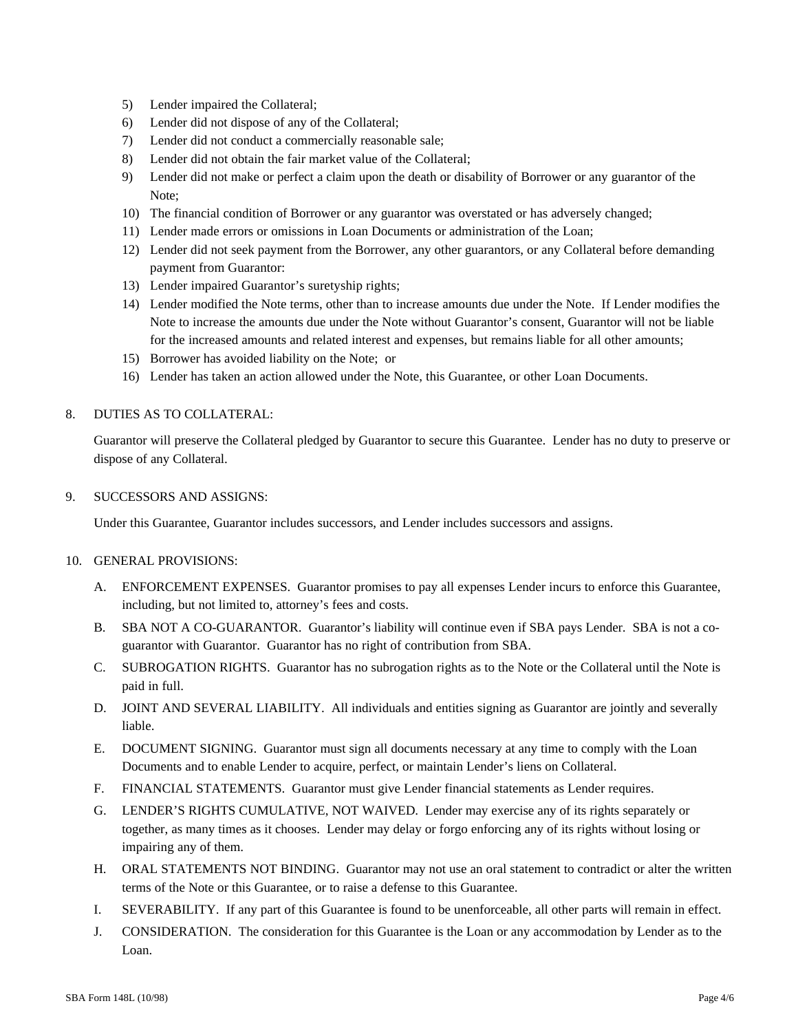5) Lender impaired the Collateral;
6) Lender did not dispose of any of the Collateral;
7) Lender did not conduct a commercially reasonable sale;
8) Lender did not obtain the fair market value of the Collateral;
9) Lender did not make or perfect a claim upon the death or disability of Borrower or any guarantor of the Note;
10) The financial condition of Borrower or any guarantor was overstated or has adversely changed;
11) Lender made errors or omissions in Loan Documents or administration of the Loan;
12) Lender did not seek payment from the Borrower, any other guarantors, or any Collateral before demanding payment from Guarantor:
13) Lender impaired Guarantor's suretyship rights;
14) Lender modified the Note terms, other than to increase amounts due under the Note. If Lender modifies the Note to increase the amounts due under the Note without Guarantor's consent, Guarantor will not be liable for the increased amounts and related interest and expenses, but remains liable for all other amounts;
15) Borrower has avoided liability on the Note; or
16) Lender has taken an action allowed under the Note, this Guarantee, or other Loan Documents.

8. DUTIES AS TO COLLATERAL:

Guarantor will preserve the Collateral pledged by Guarantor to secure this Guarantee. Lender has no duty to preserve or dispose of any Collateral.

9. SUCCESSORS AND ASSIGNS:

Under this Guarantee, Guarantor includes successors, and Lender includes successors and assigns.

10. GENERAL PROVISIONS:

A. ENFORCEMENT EXPENSES. Guarantor promises to pay all expenses Lender incurs to enforce this Guarantee, including, but not limited to, attorney's fees and costs.

B. SBA NOT A CO-GUARANTOR. Guarantor's liability will continue even if SBA pays Lender. SBA is not a co-guarantor with Guarantor. Guarantor has no right of contribution from SBA.

C. SUBROGATION RIGHTS. Guarantor has no subrogation rights as to the Note or the Collateral until the Note is paid in full.

D. JOINT AND SEVERAL LIABILITY. All individuals and entities signing as Guarantor are jointly and severally liable.

E. DOCUMENT SIGNING. Guarantor must sign all documents necessary at any time to comply with the Loan Documents and to enable Lender to acquire, perfect, or maintain Lender's liens on Collateral.

F. FINANCIAL STATEMENTS. Guarantor must give Lender financial statements as Lender requires.

G. LENDER'S RIGHTS CUMULATIVE, NOT WAIVED. Lender may exercise any of its rights separately or together, as many times as it chooses. Lender may delay or forgo enforcing any of its rights without losing or impairing any of them.

H. ORAL STATEMENTS NOT BINDING. Guarantor may not use an oral statement to contradict or alter the written terms of the Note or this Guarantee, or to raise a defense to this Guarantee.

I. SEVERABILITY. If any part of this Guarantee is found to be unenforceable, all other parts will remain in effect.

J. CONSIDERATION. The consideration for this Guarantee is the Loan or any accommodation by Lender as to the Loan.

SBA Form 148L (10/98)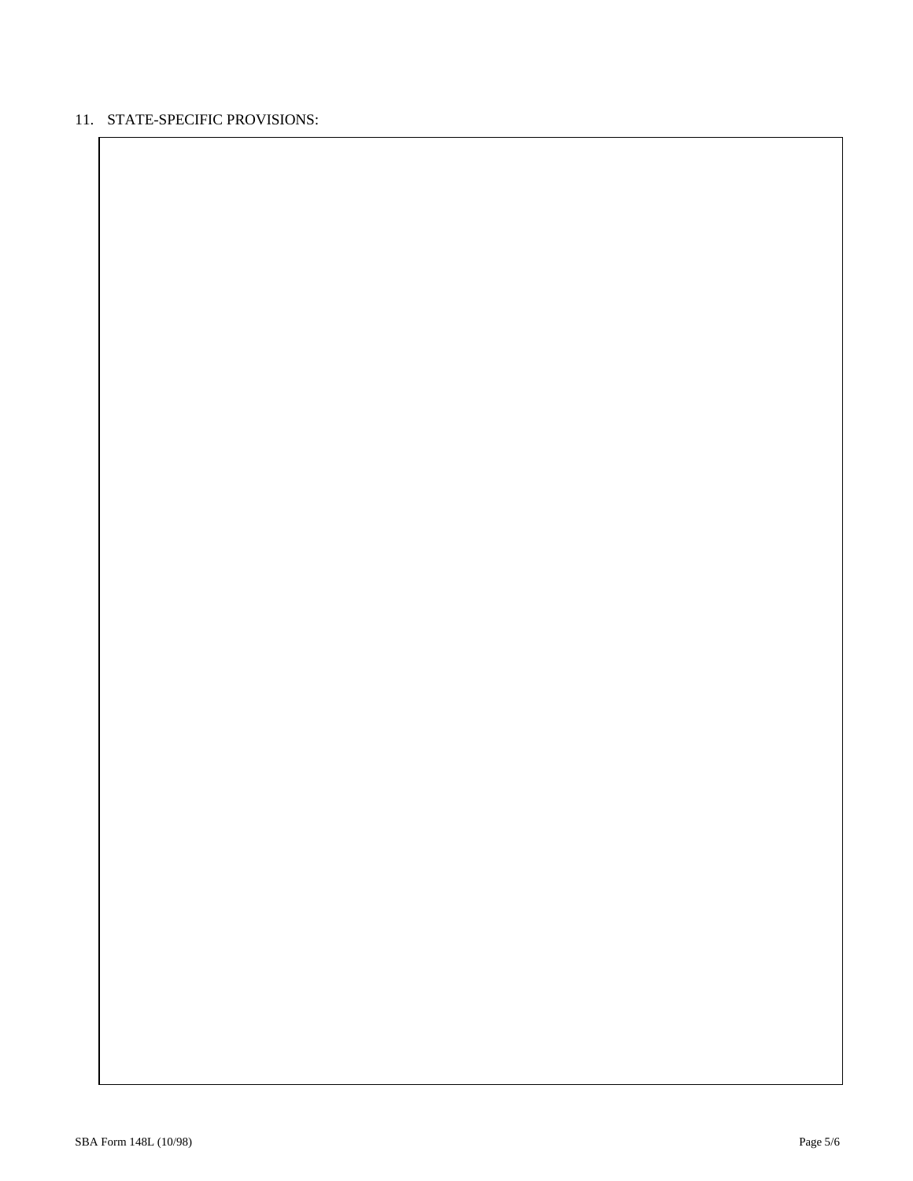11. STATE-SPECIFIC PROVISIONS: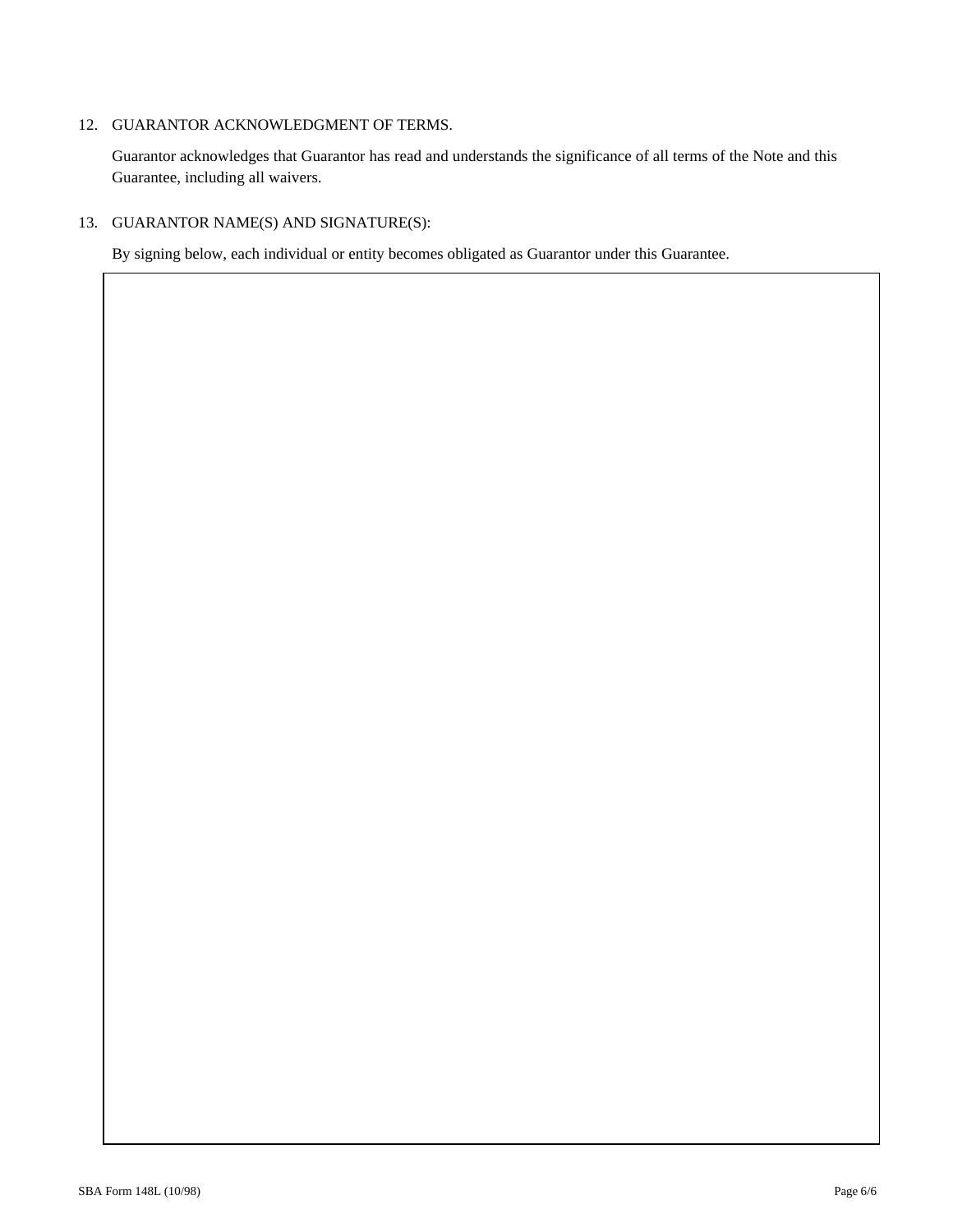12. GUARANTOR ACKNOWLEDGMENT OF TERMS.

    Guarantor acknowledges that Guarantor has read and understands the significance of all terms of the Note and this Guarantee, including all waivers.

13. GUARANTOR NAME(S) AND SIGNATURE(S):

    By signing below, each individual or entity becomes obligated as Guarantor under this Guarantee.